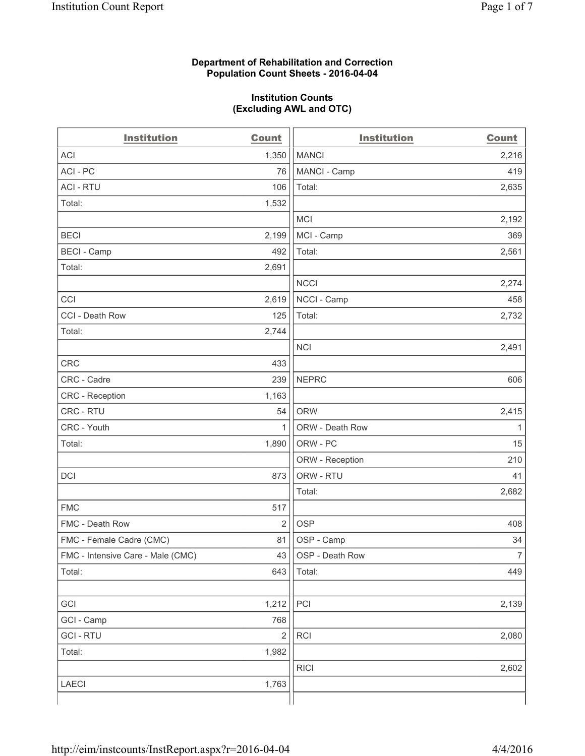**Department of Rehabilitation and Correction**
**Population Count Sheets - 2016-04-04**

**Institution Counts**
**(Excluding AWL and OTC)**

| Institution | Count |
|---|---|
| ACI | 1,350 |
| ACI - PC | 76 |
| ACI - RTU | 106 |
| Total: | 1,532 |
| | |
| BECI | 2,199 |
| BECI - Camp | 492 |
| Total: | 2,691 |
| | |
| CCI | 2,619 |
| CCI - Death Row | 125 |
| Total: | 2,744 |
| | |
| CRC | 433 |
| CRC - Cadre | 239 |
| CRC - Reception | 1,163 |
| CRC - RTU | 54 |
| CRC - Youth | 1 |
| Total: | 1,890 |
| | |
| DCI | 873 |
| | |
| FMC | 517 |
| FMC - Death Row | 2 |
| FMC - Female Cadre (CMC) | 81 |
| FMC - Intensive Care - Male (CMC) | 43 |
| Total: | 643 |
| | |
| GCI | 1,212 |
| GCI - Camp | 768 |
| GCI - RTU | 2 |
| Total: | 1,982 |
| | |
| LAECI | 1,763 |
| MANCI | 2,216 |
| MANCI - Camp | 419 |
| Total: | 2,635 |
| | |
| MCI | 2,192 |
| MCI - Camp | 369 |
| Total: | 2,561 |
| | |
| NCCI | 2,274 |
| NCCI - Camp | 458 |
| Total: | 2,732 |
| | |
| NCI | 2,491 |
| | |
| NEPRC | 606 |
| | |
| ORW | 2,415 |
| ORW - Death Row | 1 |
| ORW - PC | 15 |
| ORW - Reception | 210 |
| ORW - RTU | 41 |
| Total: | 2,682 |
| | |
| OSP | 408 |
| OSP - Camp | 34 |
| OSP - Death Row | 7 |
| Total: | 449 |
| | |
| PCI | 2,139 |
| | |
| RCI | 2,080 |
| | |
| RICI | 2,602 |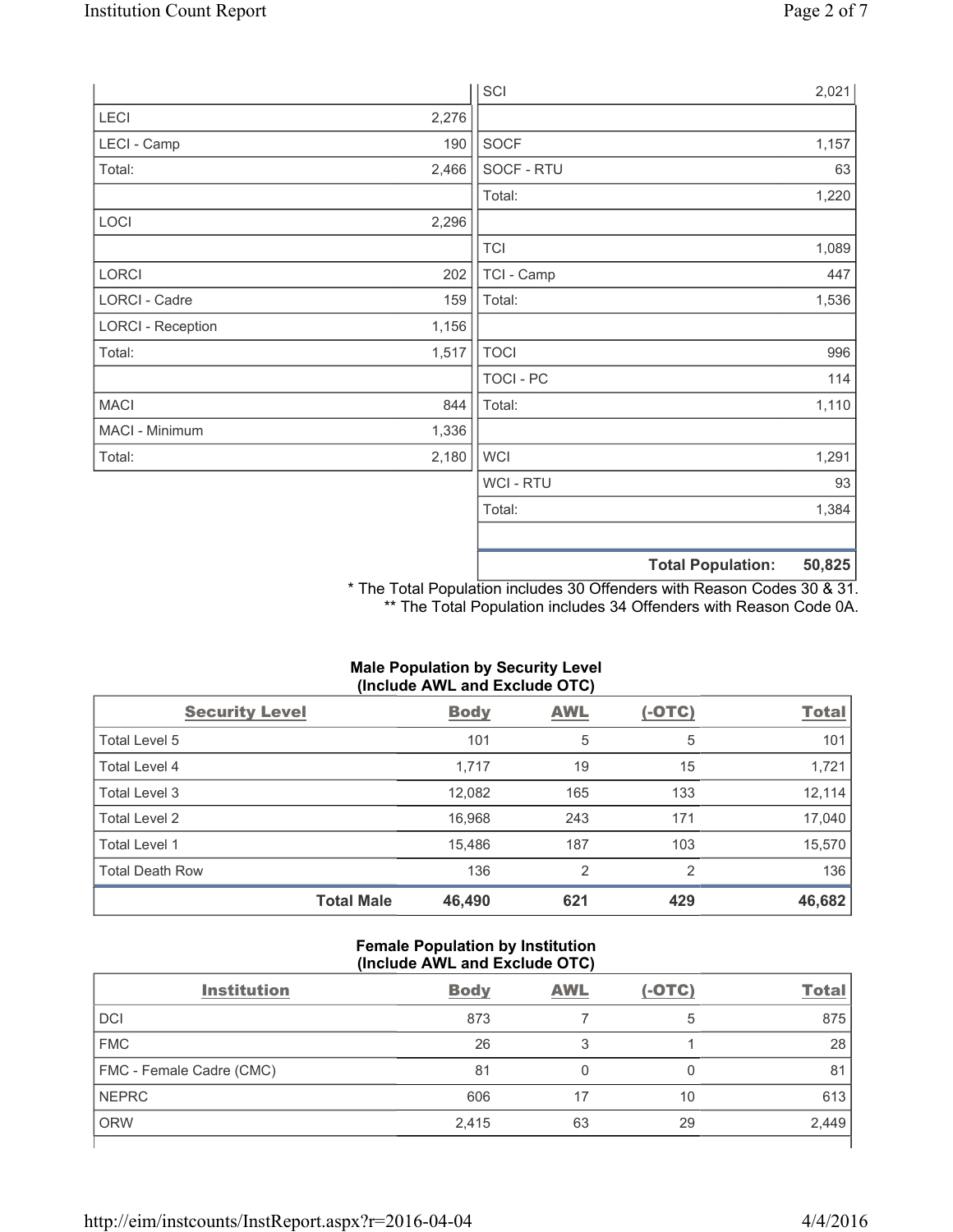| | |
|---|---|
| LECI | 2,276 |
| LECI - Camp | 190 |
| Total: | 2,466 |
| | |
| LOCI | 2,296 |
| | |
| LORCI | 202 |
| LORCI - Cadre | 159 |
| LORCI - Reception | 1,156 |
| Total: | 1,517 |
| | |
| MACI | 844 |
| MACI - Minimum | 1,336 |
| Total: | 2,180 |

| | |
|---|---|
| SCI | 2,021 |
| | |
| SOCF | 1,157 |
| SOCF - RTU | 63 |
| Total: | 1,220 |
| | |
| TCI | 1,089 |
| TCI - Camp | 447 |
| Total: | 1,536 |
| | |
| TOCI | 996 |
| TOCI - PC | 114 |
| Total: | 1,110 |
| | |
| WCI | 1,291 |
| WCI - RTU | 93 |
| Total: | 1,384 |
| | |
| **Total Population:** | **50,825** |

\* The Total Population includes 30 Offenders with Reason Codes 30 & 31.
\*\* The Total Population includes 34 Offenders with Reason Code 0A.

**Male Population by Security Level (Include AWL and Exclude OTC)**

| Security Level | Body | AWL | (-OTC) | Total |
|---|---|---|---|---|
| Total Level 5 | 101 | 5 | 5 | 101 |
| Total Level 4 | 1,717 | 19 | 15 | 1,721 |
| Total Level 3 | 12,082 | 165 | 133 | 12,114 |
| Total Level 2 | 16,968 | 243 | 171 | 17,040 |
| Total Level 1 | 15,486 | 187 | 103 | 15,570 |
| Total Death Row | 136 | 2 | 2 | 136 |
| **Total Male** | **46,490** | **621** | **429** | **46,682** |

**Female Population by Institution (Include AWL and Exclude OTC)**

| Institution | Body | AWL | (-OTC) | Total |
|---|---|---|---|---|
| DCI | 873 | 7 | 5 | 875 |
| FMC | 26 | 3 | 1 | 28 |
| FMC - Female Cadre (CMC) | 81 | 0 | 0 | 81 |
| NEPRC | 606 | 17 | 10 | 613 |
| ORW | 2,415 | 63 | 29 | 2,449 |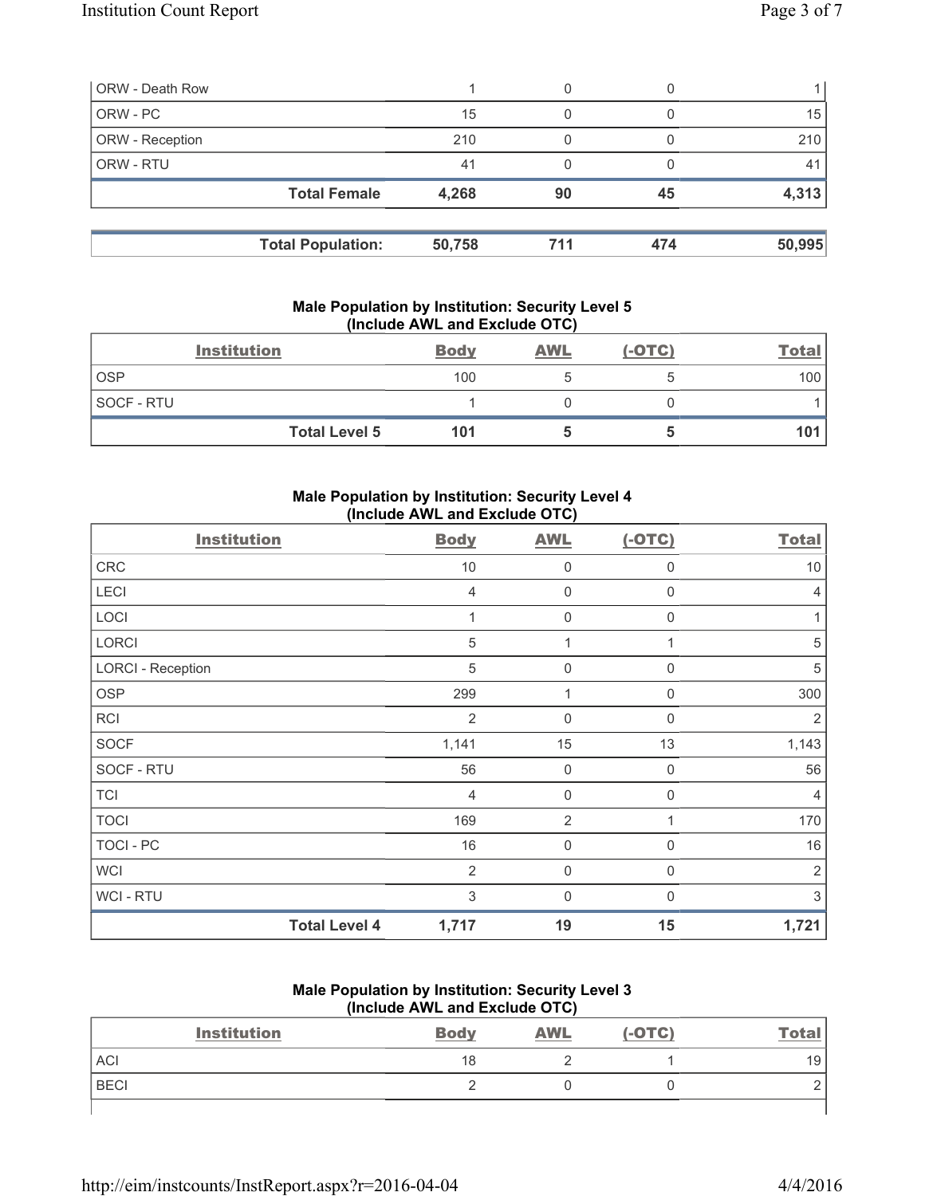| | | | |
|---|---|---|---|
| ORW - Death Row | 1 | 0 | 0 | 1 |
| ORW - PC | 15 | 0 | 0 | 15 |
| ORW - Reception | 210 | 0 | 0 | 210 |
| ORW - RTU | 41 | 0 | 0 | 41 |
| **Total Female** | **4,268** | **90** | **45** | **4,313** |

| | | | | |
|---|---|---|---|---|
| **Total Population:** | **50,758** | **711** | **474** | **50,995** |

### Male Population by Institution: Security Level 5 (Include AWL and Exclude OTC)

| Institution | Body | AWL | (-OTC) | Total |
|---|---|---|---|---|
| OSP | 100 | 5 | 5 | 100 |
| SOCF - RTU | 1 | 0 | 0 | 1 |
| **Total Level 5** | **101** | **5** | **5** | **101** |

### Male Population by Institution: Security Level 4 (Include AWL and Exclude OTC)

| Institution | Body | AWL | (-OTC) | Total |
|---|---|---|---|---|
| CRC | 10 | 0 | 0 | 10 |
| LECI | 4 | 0 | 0 | 4 |
| LOCI | 1 | 0 | 0 | 1 |
| LORCI | 5 | 1 | 1 | 5 |
| LORCI - Reception | 5 | 0 | 0 | 5 |
| OSP | 299 | 1 | 0 | 300 |
| RCI | 2 | 0 | 0 | 2 |
| SOCF | 1,141 | 15 | 13 | 1,143 |
| SOCF - RTU | 56 | 0 | 0 | 56 |
| TCI | 4 | 0 | 0 | 4 |
| TOCI | 169 | 2 | 1 | 170 |
| TOCI - PC | 16 | 0 | 0 | 16 |
| WCI | 2 | 0 | 0 | 2 |
| WCI - RTU | 3 | 0 | 0 | 3 |
| **Total Level 4** | **1,717** | **19** | **15** | **1,721** |

### Male Population by Institution: Security Level 3 (Include AWL and Exclude OTC)

| Institution | Body | AWL | (-OTC) | Total |
|---|---|---|---|---|
| ACI | 18 | 2 | 1 | 19 |
| BECI | 2 | 0 | 0 | 2 |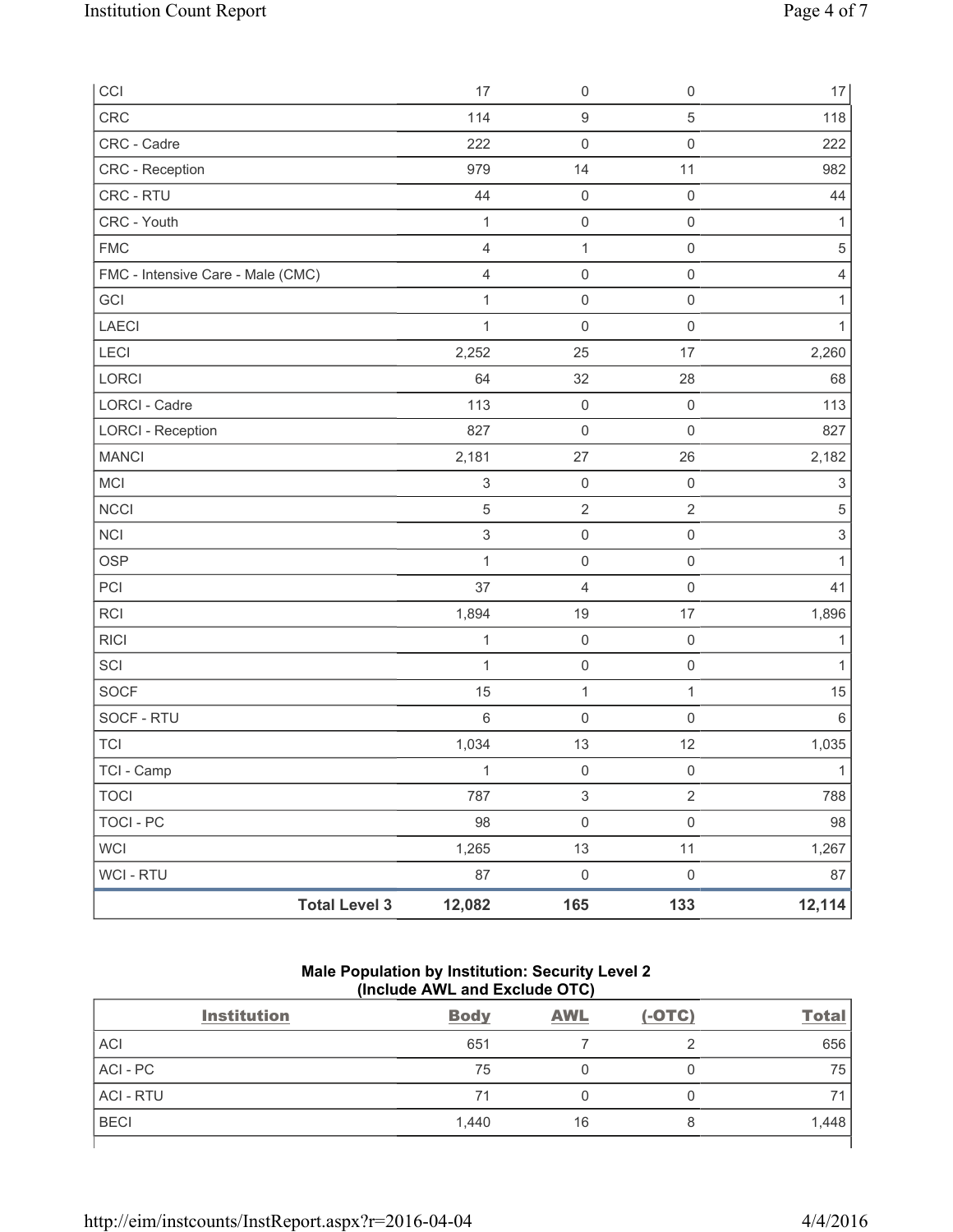| | | | | |
|---|---|---|---|---|
| CCI | 17 | 0 | 0 | 17 |
| CRC | 114 | 9 | 5 | 118 |
| CRC - Cadre | 222 | 0 | 0 | 222 |
| CRC - Reception | 979 | 14 | 11 | 982 |
| CRC - RTU | 44 | 0 | 0 | 44 |
| CRC - Youth | 1 | 0 | 0 | 1 |
| FMC | 4 | 1 | 0 | 5 |
| FMC - Intensive Care - Male (CMC) | 4 | 0 | 0 | 4 |
| GCI | 1 | 0 | 0 | 1 |
| LAECI | 1 | 0 | 0 | 1 |
| LECI | 2,252 | 25 | 17 | 2,260 |
| LORCI | 64 | 32 | 28 | 68 |
| LORCI - Cadre | 113 | 0 | 0 | 113 |
| LORCI - Reception | 827 | 0 | 0 | 827 |
| MANCI | 2,181 | 27 | 26 | 2,182 |
| MCI | 3 | 0 | 0 | 3 |
| NCCI | 5 | 2 | 2 | 5 |
| NCI | 3 | 0 | 0 | 3 |
| OSP | 1 | 0 | 0 | 1 |
| PCI | 37 | 4 | 0 | 41 |
| RCI | 1,894 | 19 | 17 | 1,896 |
| RICI | 1 | 0 | 0 | 1 |
| SCI | 1 | 0 | 0 | 1 |
| SOCF | 15 | 1 | 1 | 15 |
| SOCF - RTU | 6 | 0 | 0 | 6 |
| TCI | 1,034 | 13 | 12 | 1,035 |
| TCI - Camp | 1 | 0 | 0 | 1 |
| TOCI | 787 | 3 | 2 | 788 |
| TOCI - PC | 98 | 0 | 0 | 98 |
| WCI | 1,265 | 13 | 11 | 1,267 |
| WCI - RTU | 87 | 0 | 0 | 87 |
| **Total Level 3** | **12,082** | **165** | **133** | **12,114** |

**Male Population by Institution: Security Level 2**
**(Include AWL and Exclude OTC)**

| Institution | Body | AWL | (-OTC) | Total |
|---|---|---|---|---|
| ACI | 651 | 7 | 2 | 656 |
| ACI - PC | 75 | 0 | 0 | 75 |
| ACI - RTU | 71 | 0 | 0 | 71 |
| BECI | 1,440 | 16 | 8 | 1,448 |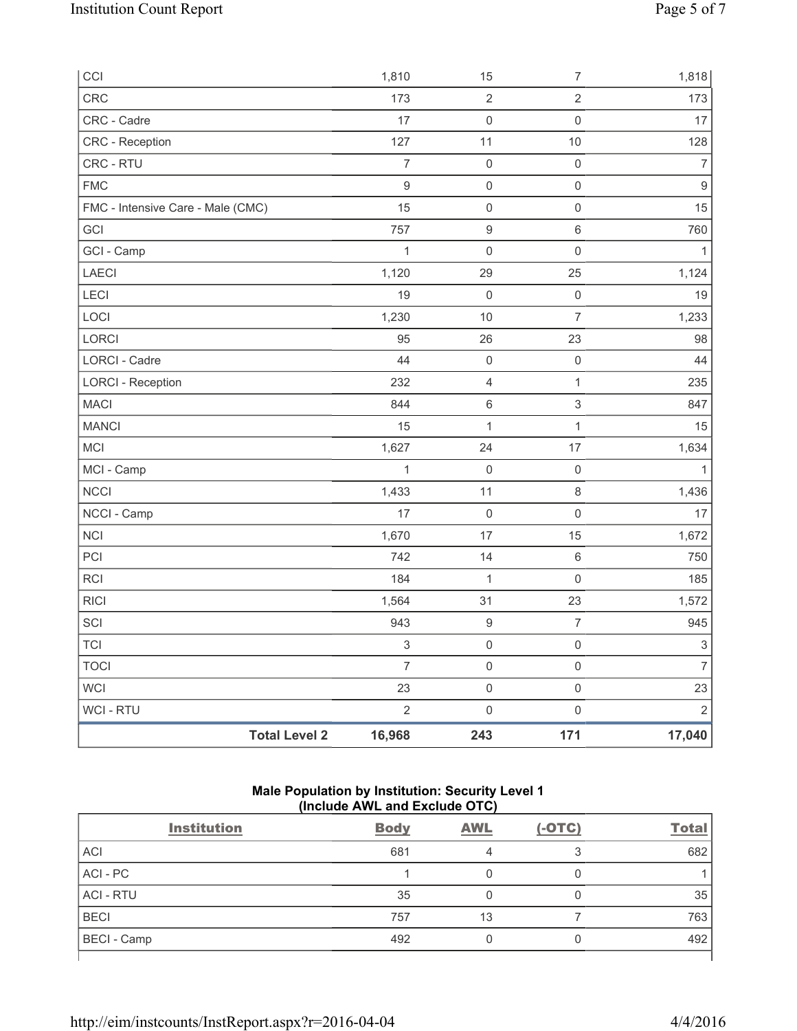| CCI | 1,810 | 15 | 7 | 1,818 |
|---|---|---|---|---|
| CRC | 173 | 2 | 2 | 173 |
| CRC - Cadre | 17 | 0 | 0 | 17 |
| CRC - Reception | 127 | 11 | 10 | 128 |
| CRC - RTU | 7 | 0 | 0 | 7 |
| FMC | 9 | 0 | 0 | 9 |
| FMC - Intensive Care - Male (CMC) | 15 | 0 | 0 | 15 |
| GCI | 757 | 9 | 6 | 760 |
| GCI - Camp | 1 | 0 | 0 | 1 |
| LAECI | 1,120 | 29 | 25 | 1,124 |
| LECI | 19 | 0 | 0 | 19 |
| LOCI | 1,230 | 10 | 7 | 1,233 |
| LORCI | 95 | 26 | 23 | 98 |
| LORCI - Cadre | 44 | 0 | 0 | 44 |
| LORCI - Reception | 232 | 4 | 1 | 235 |
| MACI | 844 | 6 | 3 | 847 |
| MANCI | 15 | 1 | 1 | 15 |
| MCI | 1,627 | 24 | 17 | 1,634 |
| MCI - Camp | 1 | 0 | 0 | 1 |
| NCCI | 1,433 | 11 | 8 | 1,436 |
| NCCI - Camp | 17 | 0 | 0 | 17 |
| NCI | 1,670 | 17 | 15 | 1,672 |
| PCI | 742 | 14 | 6 | 750 |
| RCI | 184 | 1 | 0 | 185 |
| RICI | 1,564 | 31 | 23 | 1,572 |
| SCI | 943 | 9 | 7 | 945 |
| TCI | 3 | 0 | 0 | 3 |
| TOCI | 7 | 0 | 0 | 7 |
| WCI | 23 | 0 | 0 | 23 |
| WCI - RTU | 2 | 0 | 0 | 2 |
| **Total Level 2** | **16,968** | **243** | **171** | **17,040** |

**Male Population by Institution: Security Level 1**
**(Include AWL and Exclude OTC)**

| Institution | Body | AWL | (-OTC) | Total |
|---|---|---|---|---|
| ACI | 681 | 4 | 3 | 682 |
| ACI - PC | 1 | 0 | 0 | 1 |
| ACI - RTU | 35 | 0 | 0 | 35 |
| BECI | 757 | 13 | 7 | 763 |
| BECI - Camp | 492 | 0 | 0 | 492 |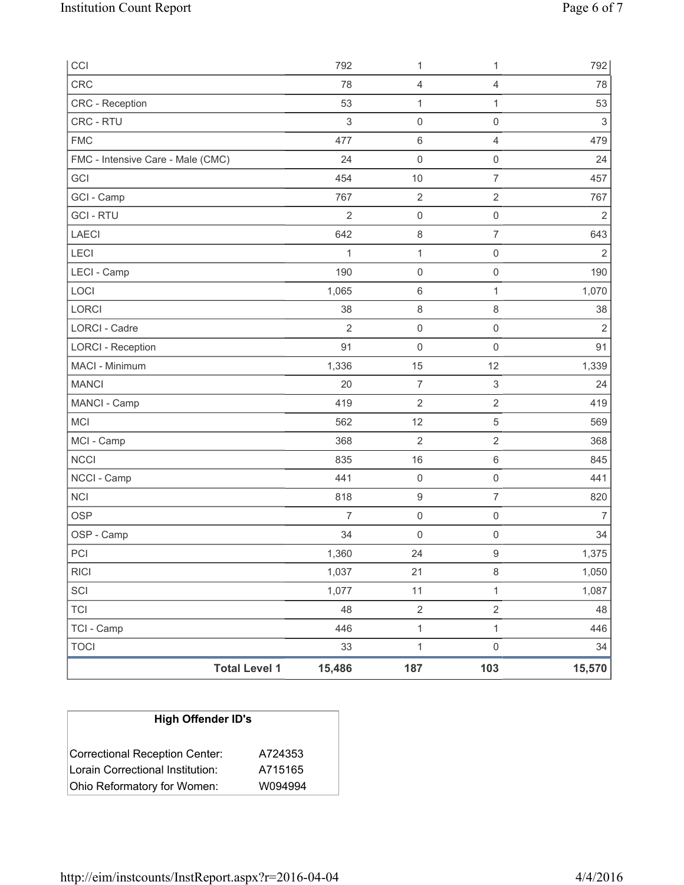| | | | | |
|---|---|---|---|---|
| CCI | 792 | 1 | 1 | 792 |
| CRC | 78 | 4 | 4 | 78 |
| CRC - Reception | 53 | 1 | 1 | 53 |
| CRC - RTU | 3 | 0 | 0 | 3 |
| FMC | 477 | 6 | 4 | 479 |
| FMC - Intensive Care - Male (CMC) | 24 | 0 | 0 | 24 |
| GCI | 454 | 10 | 7 | 457 |
| GCI - Camp | 767 | 2 | 2 | 767 |
| GCI - RTU | 2 | 0 | 0 | 2 |
| LAECI | 642 | 8 | 7 | 643 |
| LECI | 1 | 1 | 0 | 2 |
| LECI - Camp | 190 | 0 | 0 | 190 |
| LOCI | 1,065 | 6 | 1 | 1,070 |
| LORCI | 38 | 8 | 8 | 38 |
| LORCI - Cadre | 2 | 0 | 0 | 2 |
| LORCI - Reception | 91 | 0 | 0 | 91 |
| MACI - Minimum | 1,336 | 15 | 12 | 1,339 |
| MANCI | 20 | 7 | 3 | 24 |
| MANCI - Camp | 419 | 2 | 2 | 419 |
| MCI | 562 | 12 | 5 | 569 |
| MCI - Camp | 368 | 2 | 2 | 368 |
| NCCI | 835 | 16 | 6 | 845 |
| NCCI - Camp | 441 | 0 | 0 | 441 |
| NCI | 818 | 9 | 7 | 820 |
| OSP | 7 | 0 | 0 | 7 |
| OSP - Camp | 34 | 0 | 0 | 34 |
| PCI | 1,360 | 24 | 9 | 1,375 |
| RICI | 1,037 | 21 | 8 | 1,050 |
| SCI | 1,077 | 11 | 1 | 1,087 |
| TCI | 48 | 2 | 2 | 48 |
| TCI - Camp | 446 | 1 | 1 | 446 |
| TOCI | 33 | 1 | 0 | 34 |
| **Total Level 1** | **15,486** | **187** | **103** | **15,570** |

| High Offender ID's | |
|---|---|
| Correctional Reception Center: | A724353 |
| Lorain Correctional Institution: | A715165 |
| Ohio Reformatory for Women: | W094994 |